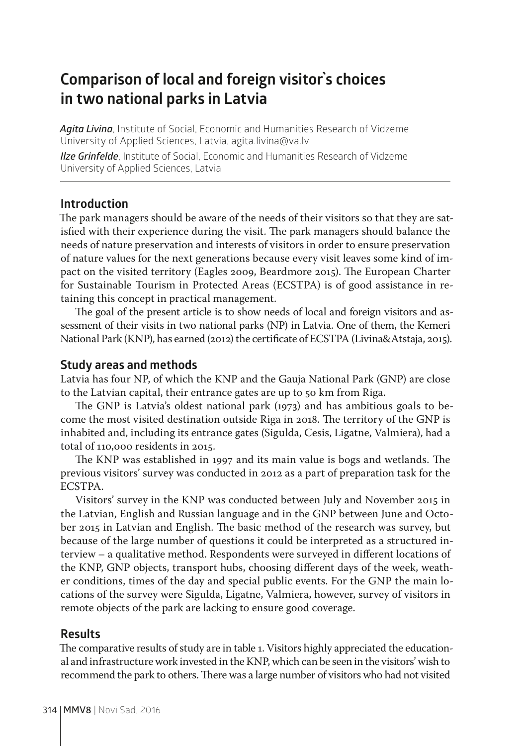# Comparison of local and foreign visitor`s choices in two national parks in Latvia

***Agita Livina***, Institute of Social, Economic and Humanities Research of Vidzeme University of Applied Sciences, Latvia, agita.livina@va.lv

***Ilze Grinfelde***, Institute of Social, Economic and Humanities Research of Vidzeme University of Applied Sciences, Latvia

## Introduction

The park managers should be aware of the needs of their visitors so that they are satisfied with their experience during the visit. The park managers should balance the needs of nature preservation and interests of visitors in order to ensure preservation of nature values for the next generations because every visit leaves some kind of impact on the visited territory (Eagles 2009, Beardmore 2015). The European Charter for Sustainable Tourism in Protected Areas (ECSTPA) is of good assistance in retaining this concept in practical management.

The goal of the present article is to show needs of local and foreign visitors and assessment of their visits in two national parks (NP) in Latvia. One of them, the Kemeri National Park (KNP), has earned (2012) the certificate of ECSTPA (Livina&Atstaja, 2015).

## Study areas and methods

Latvia has four NP, of which the KNP and the Gauja National Park (GNP) are close to the Latvian capital, their entrance gates are up to 50 km from Riga.

The GNP is Latvia's oldest national park (1973) and has ambitious goals to become the most visited destination outside Riga in 2018. The territory of the GNP is inhabited and, including its entrance gates (Sigulda, Cesis, Ligatne, Valmiera), had a total of 110,000 residents in 2015.

The KNP was established in 1997 and its main value is bogs and wetlands. The previous visitors' survey was conducted in 2012 as a part of preparation task for the ECSTPA.

Visitors' survey in the KNP was conducted between July and November 2015 in the Latvian, English and Russian language and in the GNP between June and October 2015 in Latvian and English. The basic method of the research was survey, but because of the large number of questions it could be interpreted as a structured interview – a qualitative method. Respondents were surveyed in different locations of the KNP, GNP objects, transport hubs, choosing different days of the week, weather conditions, times of the day and special public events. For the GNP the main locations of the survey were Sigulda, Ligatne, Valmiera, however, survey of visitors in remote objects of the park are lacking to ensure good coverage.

## Results

The comparative results of study are in table 1. Visitors highly appreciated the educational and infrastructure work invested in the KNP, which can be seen in the visitors' wish to recommend the park to others. There was a large number of visitors who had not visited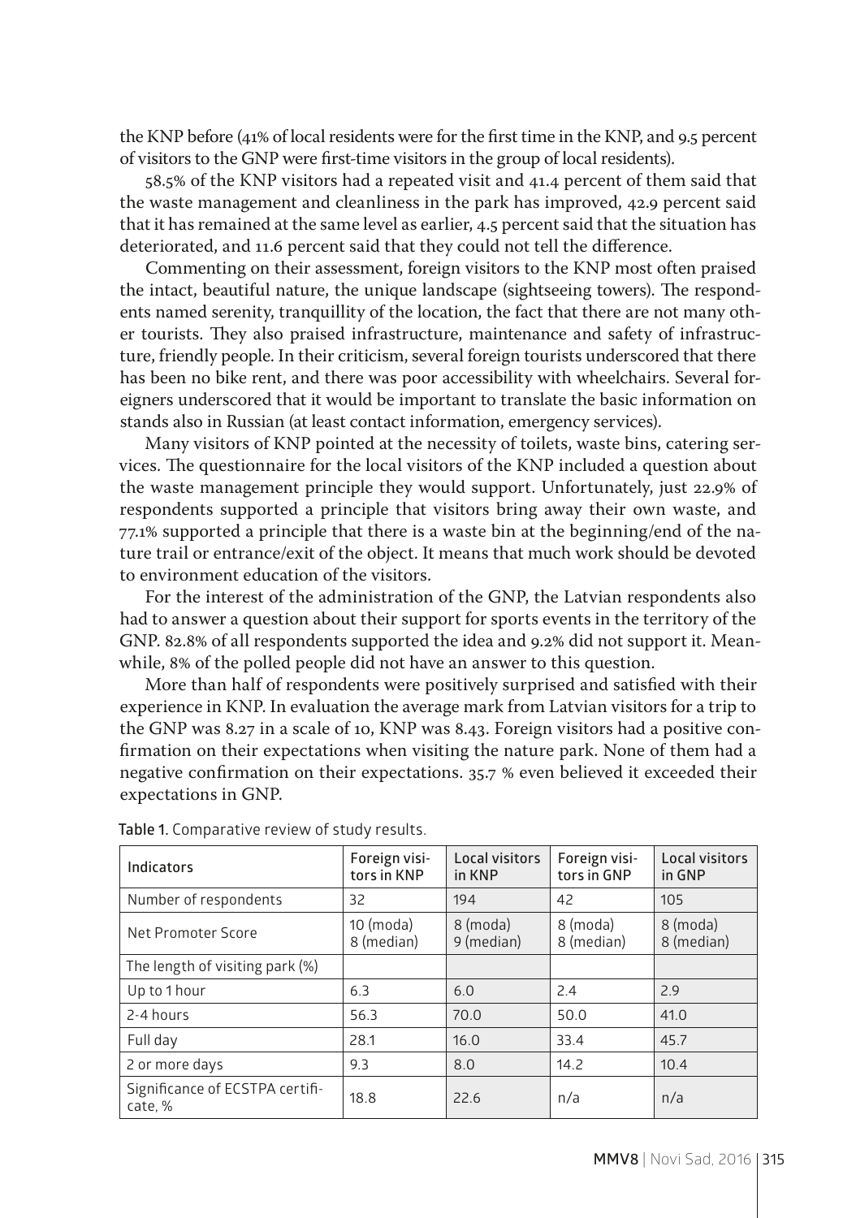the KNP before (41% of local residents were for the first time in the KNP, and 9.5 percent of visitors to the GNP were first-time visitors in the group of local residents).

58.5% of the KNP visitors had a repeated visit and 41.4 percent of them said that the waste management and cleanliness in the park has improved, 42.9 percent said that it has remained at the same level as earlier, 4.5 percent said that the situation has deteriorated, and 11.6 percent said that they could not tell the difference.

Commenting on their assessment, foreign visitors to the KNP most often praised the intact, beautiful nature, the unique landscape (sightseeing towers). The respondents named serenity, tranquillity of the location, the fact that there are not many other tourists. They also praised infrastructure, maintenance and safety of infrastructure, friendly people. In their criticism, several foreign tourists underscored that there has been no bike rent, and there was poor accessibility with wheelchairs. Several foreigners underscored that it would be important to translate the basic information on stands also in Russian (at least contact information, emergency services).

Many visitors of KNP pointed at the necessity of toilets, waste bins, catering services. The questionnaire for the local visitors of the KNP included a question about the waste management principle they would support. Unfortunately, just 22.9% of respondents supported a principle that visitors bring away their own waste, and 77.1% supported a principle that there is a waste bin at the beginning/end of the nature trail or entrance/exit of the object. It means that much work should be devoted to environment education of the visitors.

For the interest of the administration of the GNP, the Latvian respondents also had to answer a question about their support for sports events in the territory of the GNP. 82.8% of all respondents supported the idea and 9.2% did not support it. Meanwhile, 8% of the polled people did not have an answer to this question.

More than half of respondents were positively surprised and satisfied with their experience in KNP. In evaluation the average mark from Latvian visitors for a trip to the GNP was 8.27 in a scale of 10, KNP was 8.43. Foreign visitors had a positive confirmation on their expectations when visiting the nature park. None of them had a negative confirmation on their expectations. 35.7 % even believed it exceeded their expectations in GNP.

**Table 1.** Comparative review of study results.

| Indicators | Foreign visitors in KNP | Local visitors in KNP | Foreign visitors in GNP | Local visitors in GNP |
|---|---|---|---|---|
| Number of respondents | 32 | 194 | 42 | 105 |
| Net Promoter Score | 10 (moda)<br>8 (median) | 8 (moda)<br>9 (median) | 8 (moda)<br>8 (median) | 8 (moda)<br>8 (median) |
| The length of visiting park (%) | | | | |
| Up to 1 hour | 6.3 | 6.0 | 2.4 | 2.9 |
| 2-4 hours | 56.3 | 70.0 | 50.0 | 41.0 |
| Full day | 28.1 | 16.0 | 33.4 | 45.7 |
| 2 or more days | 9.3 | 8.0 | 14.2 | 10.4 |
| Significance of ECSTPA certificate, % | 18.8 | 22.6 | n/a | n/a |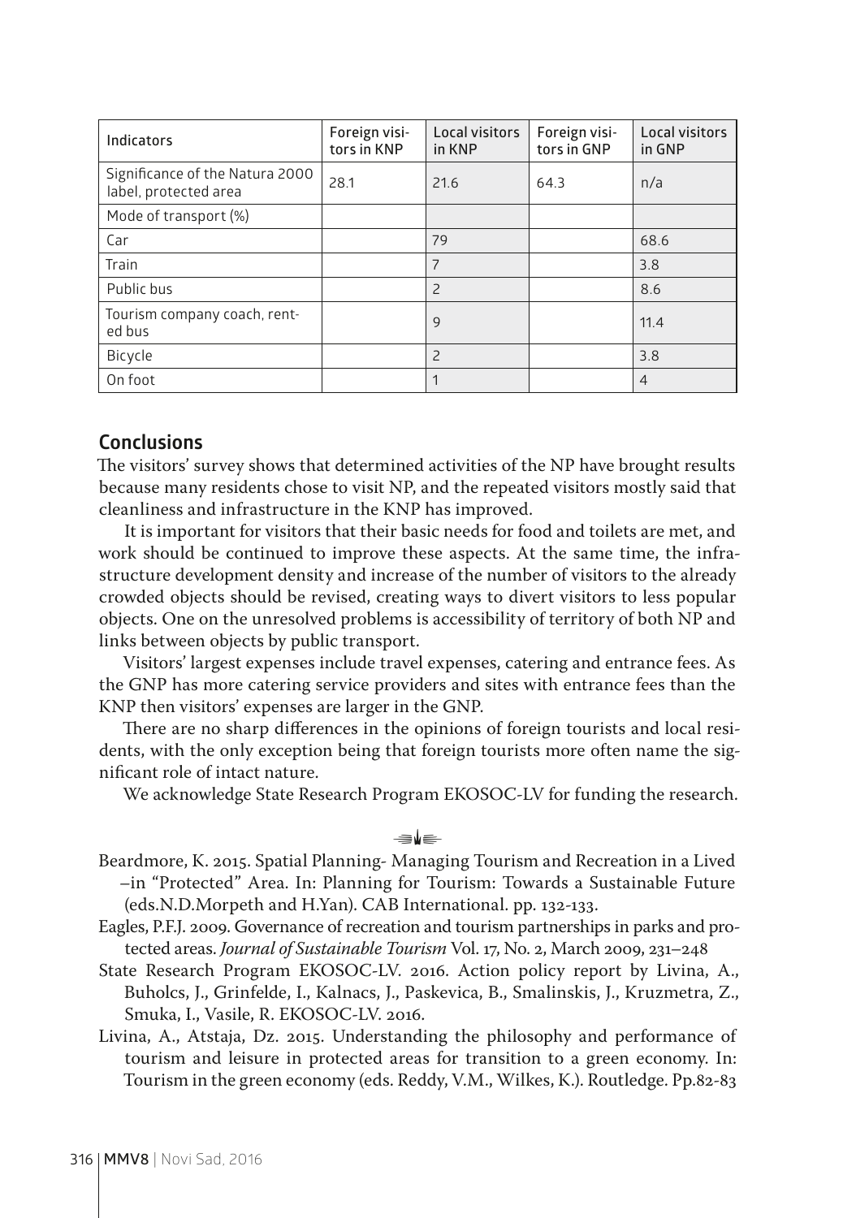| Indicators | Foreign visitors in KNP | Local visitors in KNP | Foreign visitors in GNP | Local visitors in GNP |
|---|---|---|---|---|
| Significance of the Natura 2000 label, protected area | 28.1 | 21.6 | 64.3 | n/a |
| Mode of transport (%) | | | | |
| Car | | 79 | | 68.6 |
| Train | | 7 | | 3.8 |
| Public bus | | 2 | | 8.6 |
| Tourism company coach, rented bus | | 9 | | 11.4 |
| Bicycle | | 2 | | 3.8 |
| On foot | | 1 | | 4 |

## Conclusions

The visitors' survey shows that determined activities of the NP have brought results because many residents chose to visit NP, and the repeated visitors mostly said that cleanliness and infrastructure in the KNP has improved.

It is important for visitors that their basic needs for food and toilets are met, and work should be continued to improve these aspects. At the same time, the infrastructure development density and increase of the number of visitors to the already crowded objects should be revised, creating ways to divert visitors to less popular objects. One on the unresolved problems is accessibility of territory of both NP and links between objects by public transport.

Visitors' largest expenses include travel expenses, catering and entrance fees. As the GNP has more catering service providers and sites with entrance fees than the KNP then visitors' expenses are larger in the GNP.

There are no sharp differences in the opinions of foreign tourists and local residents, with the only exception being that foreign tourists more often name the significant role of intact nature.

We acknowledge State Research Program EKOSOC-LV for funding the research.

Beardmore, K. 2015. Spatial Planning- Managing Tourism and Recreation in a Lived –in "Protected" Area. In: Planning for Tourism: Towards a Sustainable Future (eds.N.D.Morpeth and H.Yan). CAB International. pp. 132-133.

Eagles, P.F.J. 2009. Governance of recreation and tourism partnerships in parks and protected areas. *Journal of Sustainable Tourism* Vol. 17, No. 2, March 2009, 231–248

State Research Program EKOSOC-LV. 2016. Action policy report by Livina, A., Buholcs, J., Grinfelde, I., Kalnacs, J., Paskevica, B., Smalinskis, J., Kruzmetra, Z., Smuka, I., Vasile, R. EKOSOC-LV. 2016.

Livina, A., Atstaja, Dz. 2015. Understanding the philosophy and performance of tourism and leisure in protected areas for transition to a green economy. In: Tourism in the green economy (eds. Reddy, V.M., Wilkes, K.). Routledge. Pp.82-83